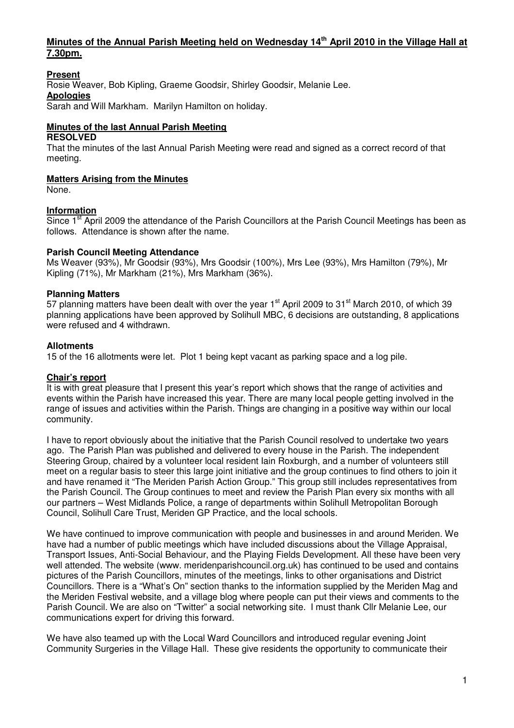# Minutes of the Annual Parish Meeting held on Wednesday 14th April 2010 in the Village Hall at 7.30pm.

**Present**
Rosie Weaver, Bob Kipling, Graeme Goodsir, Shirley Goodsir, Melanie Lee.

**Apologies**
Sarah and Will Markham. Marilyn Hamilton on holiday.

**Minutes of the last Annual Parish Meeting**

**RESOLVED**
That the minutes of the last Annual Parish Meeting were read and signed as a correct record of that meeting.

**Matters Arising from the Minutes**
None.

**Information**
Since 1st April 2009 the attendance of the Parish Councillors at the Parish Council Meetings has been as follows. Attendance is shown after the name.

**Parish Council Meeting Attendance**
Ms Weaver (93%), Mr Goodsir (93%), Mrs Goodsir (100%), Mrs Lee (93%), Mrs Hamilton (79%), Mr Kipling (71%), Mr Markham (21%), Mrs Markham (36%).

**Planning Matters**
57 planning matters have been dealt with over the year 1st April 2009 to 31st March 2010, of which 39 planning applications have been approved by Solihull MBC, 6 decisions are outstanding, 8 applications were refused and 4 withdrawn.

**Allotments**
15 of the 16 allotments were let. Plot 1 being kept vacant as parking space and a log pile.

**Chair's report**
It is with great pleasure that I present this year's report which shows that the range of activities and events within the Parish have increased this year. There are many local people getting involved in the range of issues and activities within the Parish. Things are changing in a positive way within our local community.

I have to report obviously about the initiative that the Parish Council resolved to undertake two years ago. The Parish Plan was published and delivered to every house in the Parish. The independent Steering Group, chaired by a volunteer local resident Iain Roxburgh, and a number of volunteers still meet on a regular basis to steer this large joint initiative and the group continues to find others to join it and have renamed it "The Meriden Parish Action Group." This group still includes representatives from the Parish Council. The Group continues to meet and review the Parish Plan every six months with all our partners – West Midlands Police, a range of departments within Solihull Metropolitan Borough Council, Solihull Care Trust, Meriden GP Practice, and the local schools.

We have continued to improve communication with people and businesses in and around Meriden. We have had a number of public meetings which have included discussions about the Village Appraisal, Transport Issues, Anti-Social Behaviour, and the Playing Fields Development. All these have been very well attended. The website (www. meridenparishcouncil.org.uk) has continued to be used and contains pictures of the Parish Councillors, minutes of the meetings, links to other organisations and District Councillors. There is a "What's On" section thanks to the information supplied by the Meriden Mag and the Meriden Festival website, and a village blog where people can put their views and comments to the Parish Council. We are also on "Twitter" a social networking site. I must thank Cllr Melanie Lee, our communications expert for driving this forward.

We have also teamed up with the Local Ward Councillors and introduced regular evening Joint Community Surgeries in the Village Hall. These give residents the opportunity to communicate their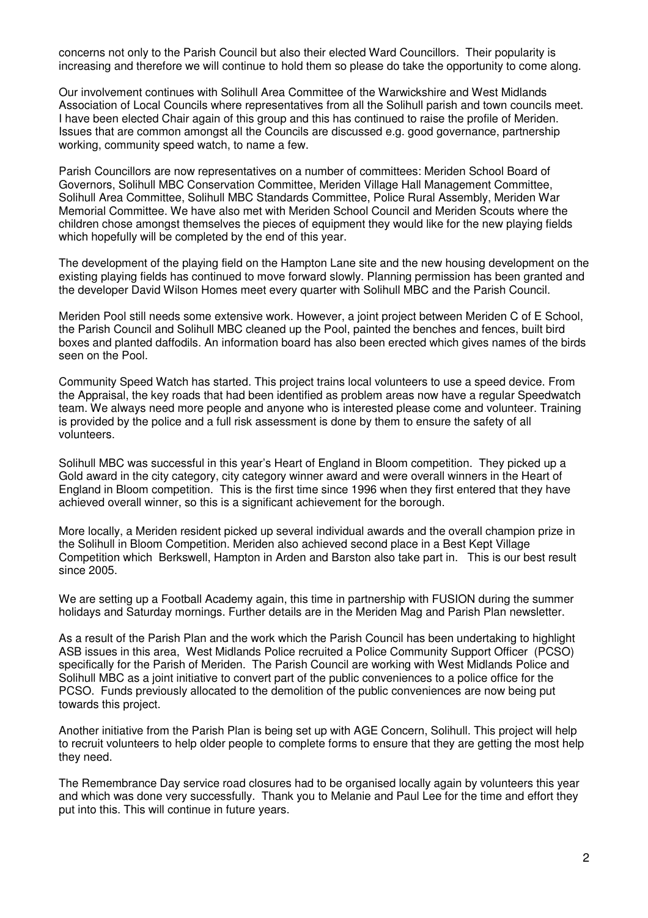concerns not only to the Parish Council but also their elected Ward Councillors. Their popularity is increasing and therefore we will continue to hold them so please do take the opportunity to come along.

Our involvement continues with Solihull Area Committee of the Warwickshire and West Midlands Association of Local Councils where representatives from all the Solihull parish and town councils meet. I have been elected Chair again of this group and this has continued to raise the profile of Meriden. Issues that are common amongst all the Councils are discussed e.g. good governance, partnership working, community speed watch, to name a few.

Parish Councillors are now representatives on a number of committees: Meriden School Board of Governors, Solihull MBC Conservation Committee, Meriden Village Hall Management Committee, Solihull Area Committee, Solihull MBC Standards Committee, Police Rural Assembly, Meriden War Memorial Committee. We have also met with Meriden School Council and Meriden Scouts where the children chose amongst themselves the pieces of equipment they would like for the new playing fields which hopefully will be completed by the end of this year.

The development of the playing field on the Hampton Lane site and the new housing development on the existing playing fields has continued to move forward slowly. Planning permission has been granted and the developer David Wilson Homes meet every quarter with Solihull MBC and the Parish Council.

Meriden Pool still needs some extensive work. However, a joint project between Meriden C of E School, the Parish Council and Solihull MBC cleaned up the Pool, painted the benches and fences, built bird boxes and planted daffodils. An information board has also been erected which gives names of the birds seen on the Pool.

Community Speed Watch has started. This project trains local volunteers to use a speed device. From the Appraisal, the key roads that had been identified as problem areas now have a regular Speedwatch team. We always need more people and anyone who is interested please come and volunteer. Training is provided by the police and a full risk assessment is done by them to ensure the safety of all volunteers.

Solihull MBC was successful in this year's Heart of England in Bloom competition. They picked up a Gold award in the city category, city category winner award and were overall winners in the Heart of England in Bloom competition. This is the first time since 1996 when they first entered that they have achieved overall winner, so this is a significant achievement for the borough.

More locally, a Meriden resident picked up several individual awards and the overall champion prize in the Solihull in Bloom Competition. Meriden also achieved second place in a Best Kept Village Competition which Berkswell, Hampton in Arden and Barston also take part in. This is our best result since 2005.

We are setting up a Football Academy again, this time in partnership with FUSION during the summer holidays and Saturday mornings. Further details are in the Meriden Mag and Parish Plan newsletter.

As a result of the Parish Plan and the work which the Parish Council has been undertaking to highlight ASB issues in this area, West Midlands Police recruited a Police Community Support Officer (PCSO) specifically for the Parish of Meriden. The Parish Council are working with West Midlands Police and Solihull MBC as a joint initiative to convert part of the public conveniences to a police office for the PCSO. Funds previously allocated to the demolition of the public conveniences are now being put towards this project.

Another initiative from the Parish Plan is being set up with AGE Concern, Solihull. This project will help to recruit volunteers to help older people to complete forms to ensure that they are getting the most help they need.

The Remembrance Day service road closures had to be organised locally again by volunteers this year and which was done very successfully. Thank you to Melanie and Paul Lee for the time and effort they put into this. This will continue in future years.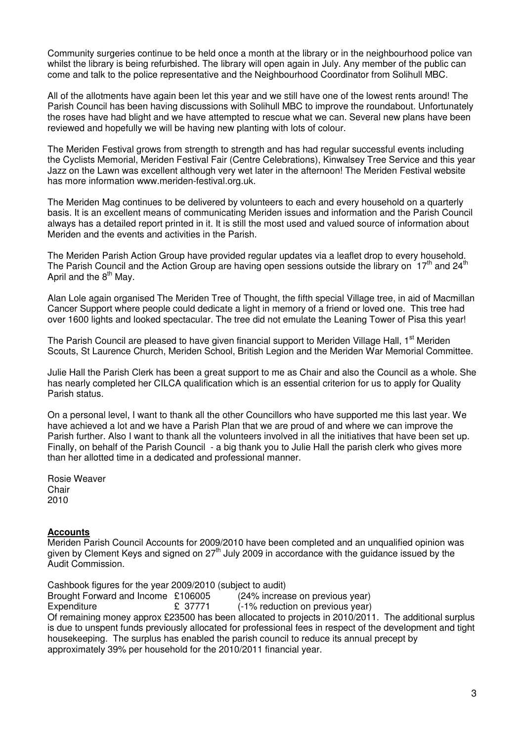Community surgeries continue to be held once a month at the library or in the neighbourhood police van whilst the library is being refurbished. The library will open again in July. Any member of the public can come and talk to the police representative and the Neighbourhood Coordinator from Solihull MBC.

All of the allotments have again been let this year and we still have one of the lowest rents around! The Parish Council has been having discussions with Solihull MBC to improve the roundabout. Unfortunately the roses have had blight and we have attempted to rescue what we can. Several new plans have been reviewed and hopefully we will be having new planting with lots of colour.

The Meriden Festival grows from strength to strength and has had regular successful events including the Cyclists Memorial, Meriden Festival Fair (Centre Celebrations), Kinwalsey Tree Service and this year Jazz on the Lawn was excellent although very wet later in the afternoon! The Meriden Festival website has more information www.meriden-festival.org.uk.

The Meriden Mag continues to be delivered by volunteers to each and every household on a quarterly basis. It is an excellent means of communicating Meriden issues and information and the Parish Council always has a detailed report printed in it. It is still the most used and valued source of information about Meriden and the events and activities in the Parish.

The Meriden Parish Action Group have provided regular updates via a leaflet drop to every household. The Parish Council and the Action Group are having open sessions outside the library on 17th and 24th April and the 8th May.

Alan Lole again organised The Meriden Tree of Thought, the fifth special Village tree, in aid of Macmillan Cancer Support where people could dedicate a light in memory of a friend or loved one. This tree had over 1600 lights and looked spectacular. The tree did not emulate the Leaning Tower of Pisa this year!

The Parish Council are pleased to have given financial support to Meriden Village Hall, 1st Meriden Scouts, St Laurence Church, Meriden School, British Legion and the Meriden War Memorial Committee.

Julie Hall the Parish Clerk has been a great support to me as Chair and also the Council as a whole. She has nearly completed her CILCA qualification which is an essential criterion for us to apply for Quality Parish status.

On a personal level, I want to thank all the other Councillors who have supported me this last year. We have achieved a lot and we have a Parish Plan that we are proud of and where we can improve the Parish further. Also I want to thank all the volunteers involved in all the initiatives that have been set up. Finally, on behalf of the Parish Council - a big thank you to Julie Hall the parish clerk who gives more than her allotted time in a dedicated and professional manner.

Rosie Weaver
Chair
2010

**Accounts**

Meriden Parish Council Accounts for 2009/2010 have been completed and an unqualified opinion was given by Clement Keys and signed on 27th July 2009 in accordance with the guidance issued by the Audit Commission.

Cashbook figures for the year 2009/2010 (subject to audit)

| | | |
|---|---|---|
| Brought Forward and Income | £106005 | (24% increase on previous year) |
| Expenditure | £ 37771 | (-1% reduction on previous year) |

Of remaining money approx £23500 has been allocated to projects in 2010/2011. The additional surplus is due to unspent funds previously allocated for professional fees in respect of the development and tight housekeeping. The surplus has enabled the parish council to reduce its annual precept by approximately 39% per household for the 2010/2011 financial year.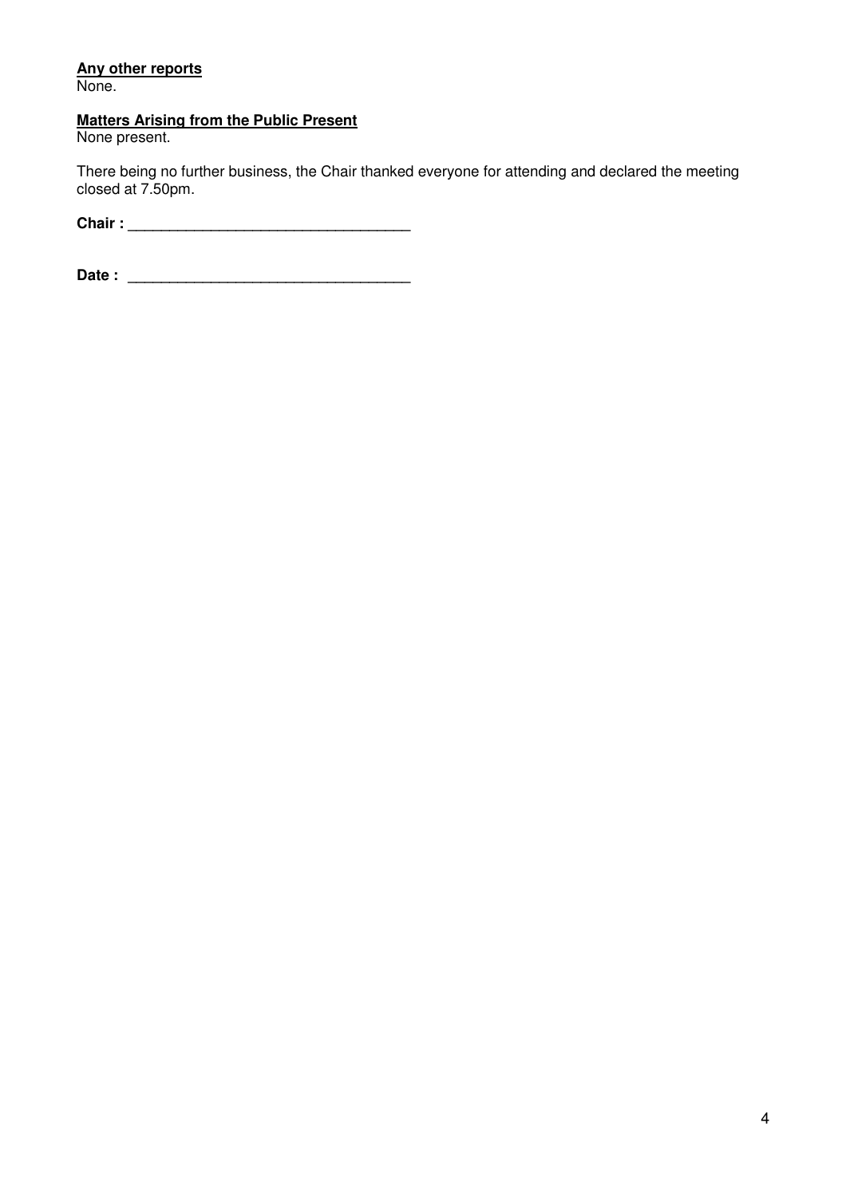**Any other reports**
None.

**Matters Arising from the Public Present**
None present.

There being no further business, the Chair thanked everyone for attending and declared the meeting closed at 7.50pm.

**Chair :** __________________________________

**Date :** __________________________________